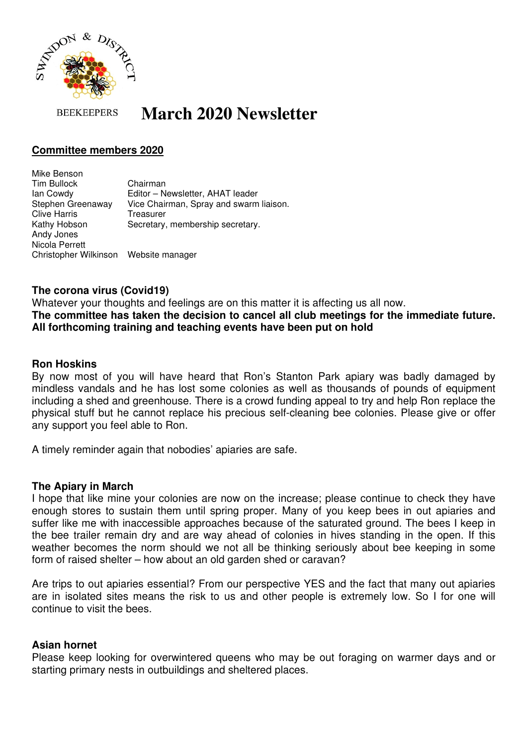SWINDON & DISTRICT BEEKEEPERS

# March 2020 Newsletter

## Committee members 2020

| | |
|---|---|
| Mike Benson | |
| Tim Bullock | Chairman |
| Ian Cowdy | Editor – Newsletter, AHAT leader |
| Stephen Greenaway | Vice Chairman, Spray and swarm liaison. |
| Clive Harris | Treasurer |
| Kathy Hobson | Secretary, membership secretary. |
| Andy Jones | |
| Nicola Perrett | |
| Christopher Wilkinson | Website manager |

### The corona virus (Covid19)

Whatever your thoughts and feelings are on this matter it is affecting us all now.

**The committee has taken the decision to cancel all club meetings for the immediate future. All forthcoming training and teaching events have been put on hold**

### Ron Hoskins

By now most of you will have heard that Ron's Stanton Park apiary was badly damaged by mindless vandals and he has lost some colonies as well as thousands of pounds of equipment including a shed and greenhouse. There is a crowd funding appeal to try and help Ron replace the physical stuff but he cannot replace his precious self-cleaning bee colonies. Please give or offer any support you feel able to Ron.

A timely reminder again that nobodies' apiaries are safe.

### The Apiary in March

I hope that like mine your colonies are now on the increase; please continue to check they have enough stores to sustain them until spring proper. Many of you keep bees in out apiaries and suffer like me with inaccessible approaches because of the saturated ground. The bees I keep in the bee trailer remain dry and are way ahead of colonies in hives standing in the open. If this weather becomes the norm should we not all be thinking seriously about bee keeping in some form of raised shelter – how about an old garden shed or caravan?

Are trips to out apiaries essential? From our perspective YES and the fact that many out apiaries are in isolated sites means the risk to us and other people is extremely low. So I for one will continue to visit the bees.

### Asian hornet

Please keep looking for overwintered queens who may be out foraging on warmer days and or starting primary nests in outbuildings and sheltered places.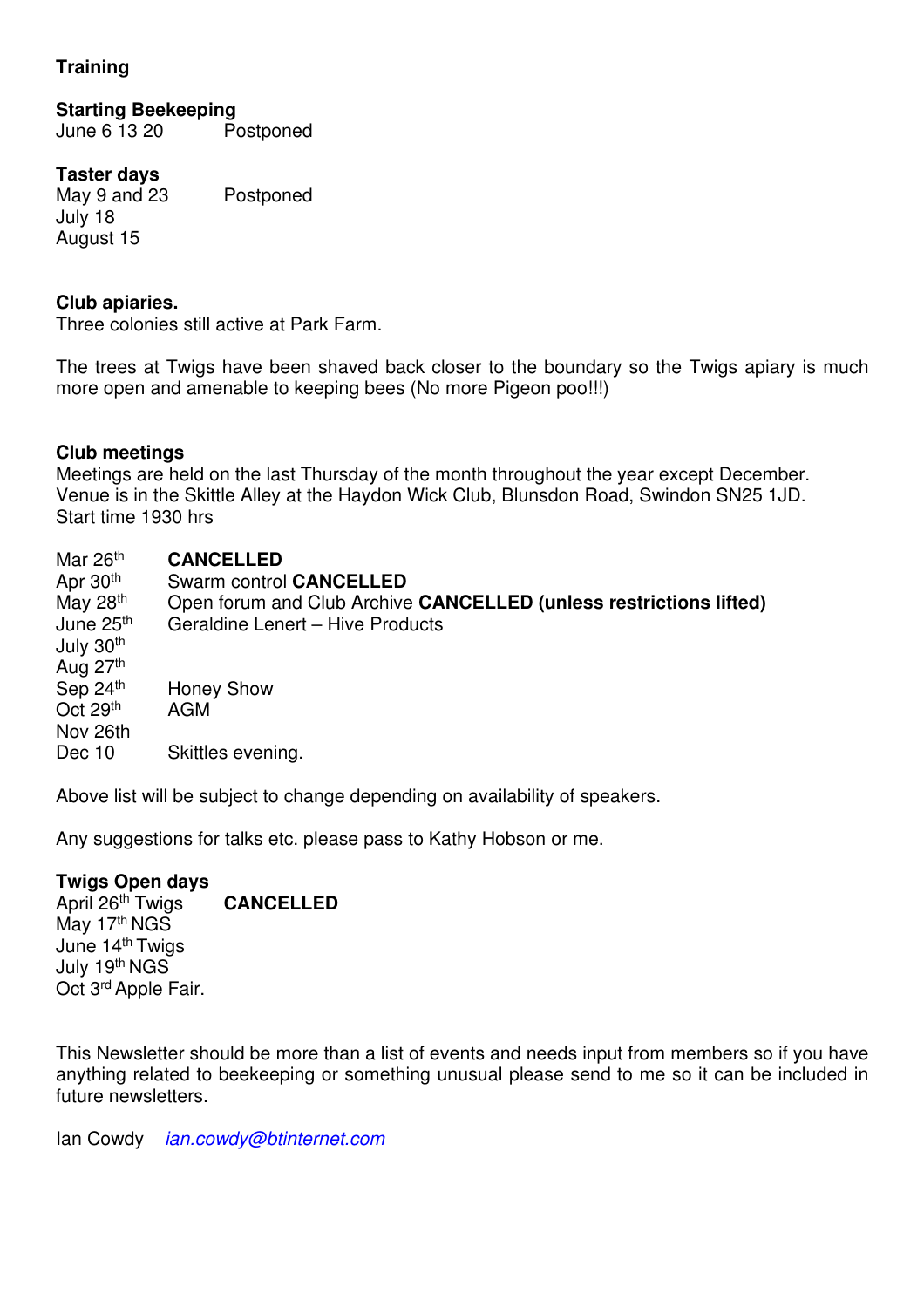**Training**

**Starting Beekeeping**
June 6 13 20 Postponed

**Taster days**
May 9 and 23 Postponed
July 18
August 15

**Club apiaries.**
Three colonies still active at Park Farm.

The trees at Twigs have been shaved back closer to the boundary so the Twigs apiary is much more open and amenable to keeping bees (No more Pigeon poo!!!)

**Club meetings**
Meetings are held on the last Thursday of the month throughout the year except December.
Venue is in the Skittle Alley at the Haydon Wick Club, Blunsdon Road, Swindon SN25 1JD.
Start time 1930 hrs

| | |
|---|---|
| Mar 26th | **CANCELLED** |
| Apr 30th | Swarm control **CANCELLED** |
| May 28th | Open forum and Club Archive **CANCELLED (unless restrictions lifted)** |
| June 25th | Geraldine Lenert – Hive Products |
| July 30th | |
| Aug 27th | |
| Sep 24th | Honey Show |
| Oct 29th | AGM |
| Nov 26th | |
| Dec 10 | Skittles evening. |

Above list will be subject to change depending on availability of speakers.

Any suggestions for talks etc. please pass to Kathy Hobson or me.

**Twigs Open days**
April 26th Twigs **CANCELLED**
May 17th NGS
June 14th Twigs
July 19th NGS
Oct 3rd Apple Fair.

This Newsletter should be more than a list of events and needs input from members so if you have anything related to beekeeping or something unusual please send to me so it can be included in future newsletters.

Ian Cowdy *ian.cowdy@btinternet.com*